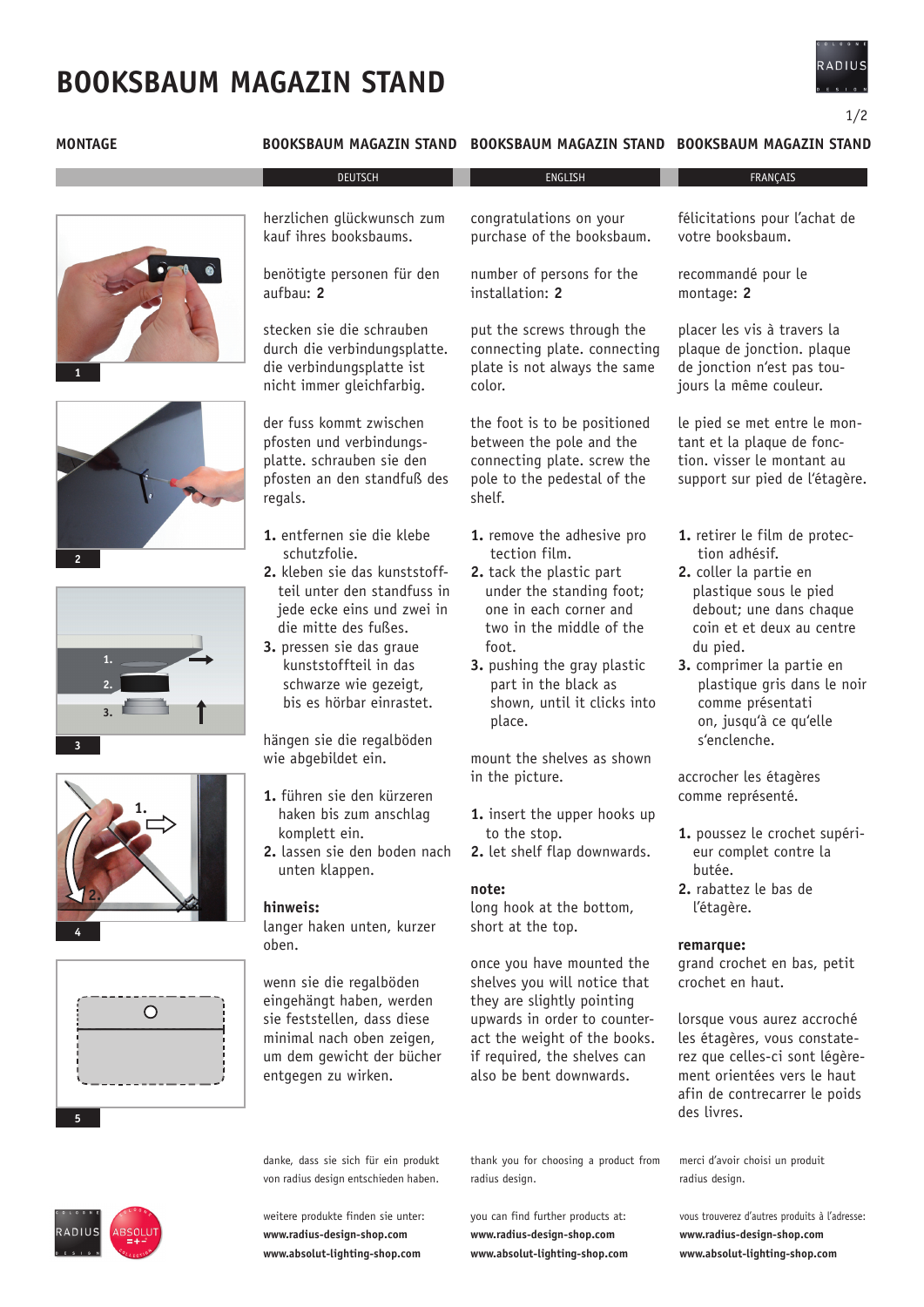# BOOKSBAUM MAGAZIN STAND

## MONTAGE

## BOOKSBAUM MAGAZIN STAND

### DEUTSCH

herzlichen glückwunsch zum kauf ihres booksbaums.

benötigte personen für den aufbau: **2**

stecken sie die schrauben durch die verbindungsplatte. die verbindungsplatte ist nicht immer gleichfarbig.

der fuss kommt zwischen pfosten und verbindungsplatte. schrauben sie den pfosten an den standfuß des regals.

1. entfernen sie die klebe schutzfolie.
2. kleben sie das kunststoffteil unter den standfuss in jede ecke eins und zwei in die mitte des fußes.
3. pressen sie das graue kunststoffteil in das schwarze wie gezeigt, bis es hörbar einrastet.

hängen sie die regalböden wie abgebildet ein.

1. führen sie den kürzeren haken bis zum anschlag komplett ein.
2. lassen sie den boden nach unten klappen.

**hinweis:**
langer haken unten, kurzer oben.

wenn sie die regalböden eingehängt haben, werden sie feststellen, dass diese minimal nach oben zeigen, um dem gewicht der bücher entgegen zu wirken.

danke, dass sie sich für ein produkt von radius design entschieden haben.

weitere produkte finden sie unter:
**www.radius-design-shop.com**
**www.absolut-lighting-shop.com**

## BOOKSBAUM MAGAZIN STAND

### ENGLISH

congratulations on your purchase of the booksbaum.

number of persons for the installation: **2**

put the screws through the connecting plate. connecting plate is not always the same color.

the foot is to be positioned between the pole and the connecting plate. screw the pole to the pedestal of the shelf.

1. remove the adhesive pro tection film.
2. tack the plastic part under the standing foot; one in each corner and two in the middle of the foot.
3. pushing the gray plastic part in the black as shown, until it clicks into place.

mount the shelves as shown in the picture.

1. insert the upper hooks up to the stop.
2. let shelf flap downwards.

**note:**
long hook at the bottom, short at the top.

once you have mounted the shelves you will notice that they are slightly pointing upwards in order to counteract the weight of the books. if required, the shelves can also be bent downwards.

thank you for choosing a product from radius design.

you can find further products at:
**www.radius-design-shop.com**
**www.absolut-lighting-shop.com**

## BOOKSBAUM MAGAZIN STAND

### FRANÇAIS

félicitations pour l'achat de votre booksbaum.

recommandé pour le montage: **2**

placer les vis à travers la plaque de jonction. plaque de jonction n'est pas toujours la même couleur.

le pied se met entre le montant et la plaque de fonction. visser le montant au support sur pied de l'étagère.

1. retirer le film de protection adhésif.
2. coller la partie en plastique sous le pied debout; une dans chaque coin et et deux au centre du pied.
3. comprimer la partie en plastique gris dans le noir comme présentati on, jusqu'à ce qu'elle s'enclenche.

accrocher les étagères comme représenté.

1. poussez le crochet supérieur complet contre la butée.
2. rabattez le bas de l'étagère.

**remarque:**
grand crochet en bas, petit crochet en haut.

lorsque vous aurez accroché les étagères, vous constaterez que celles-ci sont légèrement orientées vers le haut afin de contrecarrer le poids des livres.

merci d'avoir choisi un produit radius design.

vous trouverez d'autres produits à l'adresse:
**www.radius-design-shop.com**
**www.absolut-lighting-shop.com**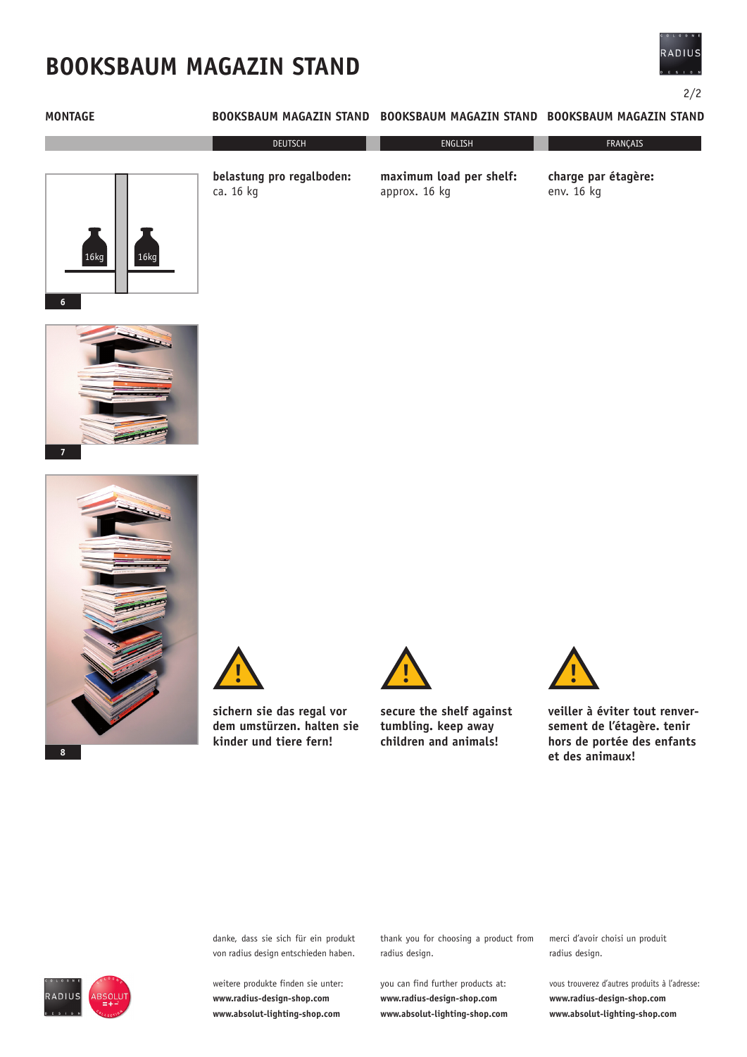# BOOKSBAUM MAGAZIN STAND

## MONTAGE

| BOOKSBAUM MAGAZIN STAND | BOOKSBAUM MAGAZIN STAND | BOOKSBAUM MAGAZIN STAND |
|---|---|---|
| DEUTSCH | ENGLISH | FRANÇAIS |

16kg 16kg

6

**belastung pro regalboden:**
ca. 16 kg

**maximum load per shelf:**
approx. 16 kg

**charge par étagère:**
env. 16 kg

7

8

**sichern sie das regal vor dem umstürzen. halten sie kinder und tiere fern!**

**secure the shelf against tumbling. keep away children and animals!**

**veiller à éviter tout renversement de l'étagère. tenir hors de portée des enfants et des animaux!**

danke, dass sie sich für ein produkt von radius design entschieden haben.

weitere produkte finden sie unter:
**www.radius-design-shop.com**
**www.absolut-lighting-shop.com**

thank you for choosing a product from radius design.

you can find further products at:
**www.radius-design-shop.com**
**www.absolut-lighting-shop.com**

merci d'avoir choisi un produit radius design.

vous trouverez d'autres produits à l'adresse:
**www.radius-design-shop.com**
**www.absolut-lighting-shop.com**